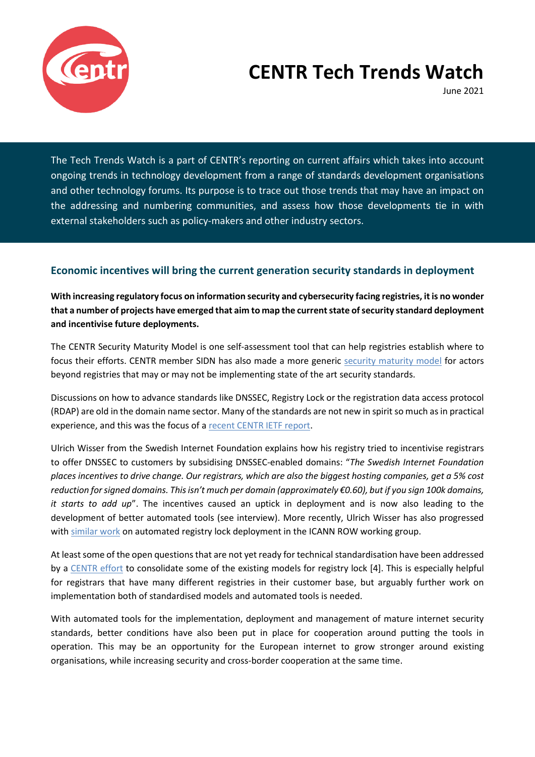# CENTR Tech Trends Watch

June 2021

The Tech Trends Watch is a part of CENTR's reporting on current affairs which takes into account ongoing trends in technology development from a range of standards development organisations and other technology forums. Its purpose is to trace out those trends that may have an impact on the addressing and numbering communities, and assess how those developments tie in with external stakeholders such as policy-makers and other industry sectors.

## Economic incentives will bring the current generation security standards in deployment

**With increasing regulatory focus on information security and cybersecurity facing registries, it is no wonder that a number of projects have emerged that aim to map the current state of security standard deployment and incentivise future deployments.**

The CENTR Security Maturity Model is one self-assessment tool that can help registries establish where to focus their efforts. CENTR member SIDN has also made a more generic security maturity model for actors beyond registries that may or may not be implementing state of the art security standards.

Discussions on how to advance standards like DNSSEC, Registry Lock or the registration data access protocol (RDAP) are old in the domain name sector. Many of the standards are not new in spirit so much as in practical experience, and this was the focus of a recent CENTR IETF report.

Ulrich Wisser from the Swedish Internet Foundation explains how his registry tried to incentivise registrars to offer DNSSEC to customers by subsidising DNSSEC-enabled domains: "*The Swedish Internet Foundation places incentives to drive change. Our registrars, which are also the biggest hosting companies, get a 5% cost reduction for signed domains. This isn't much per domain (approximately €0.60), but if you sign 100k domains, it starts to add up*". The incentives caused an uptick in deployment and is now also leading to the development of better automated tools (see interview). More recently, Ulrich Wisser has also progressed with similar work on automated registry lock deployment in the ICANN ROW working group.

At least some of the open questions that are not yet ready for technical standardisation have been addressed by a CENTR effort to consolidate some of the existing models for registry lock [4]. This is especially helpful for registrars that have many different registries in their customer base, but arguably further work on implementation both of standardised models and automated tools is needed.

With automated tools for the implementation, deployment and management of mature internet security standards, better conditions have also been put in place for cooperation around putting the tools in operation. This may be an opportunity for the European internet to grow stronger around existing organisations, while increasing security and cross-border cooperation at the same time.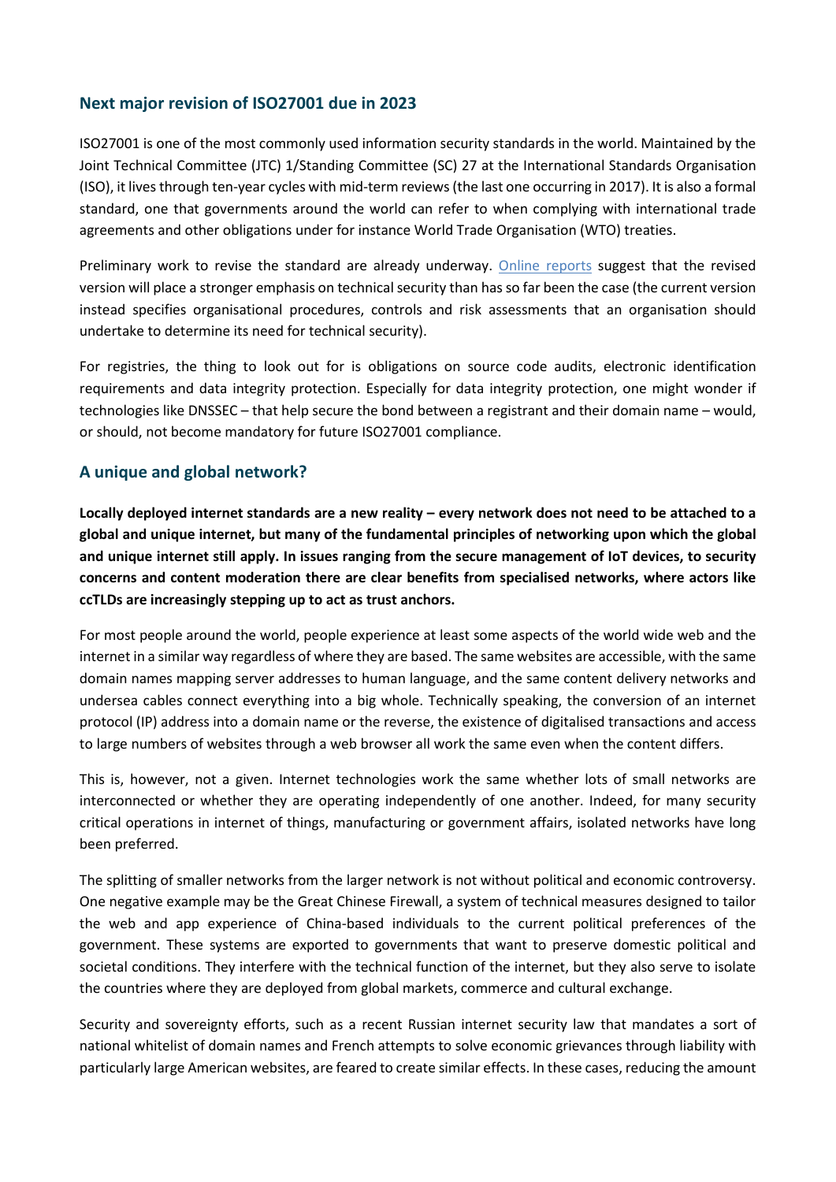## Next major revision of ISO27001 due in 2023

ISO27001 is one of the most commonly used information security standards in the world. Maintained by the Joint Technical Committee (JTC) 1/Standing Committee (SC) 27 at the International Standards Organisation (ISO), it lives through ten-year cycles with mid-term reviews (the last one occurring in 2017). It is also a formal standard, one that governments around the world can refer to when complying with international trade agreements and other obligations under for instance World Trade Organisation (WTO) treaties.

Preliminary work to revise the standard are already underway. [Online reports] suggest that the revised version will place a stronger emphasis on technical security than has so far been the case (the current version instead specifies organisational procedures, controls and risk assessments that an organisation should undertake to determine its need for technical security).

For registries, the thing to look out for is obligations on source code audits, electronic identification requirements and data integrity protection. Especially for data integrity protection, one might wonder if technologies like DNSSEC – that help secure the bond between a registrant and their domain name – would, or should, not become mandatory for future ISO27001 compliance.

## A unique and global network?

**Locally deployed internet standards are a new reality – every network does not need to be attached to a global and unique internet, but many of the fundamental principles of networking upon which the global and unique internet still apply. In issues ranging from the secure management of IoT devices, to security concerns and content moderation there are clear benefits from specialised networks, where actors like ccTLDs are increasingly stepping up to act as trust anchors.**

For most people around the world, people experience at least some aspects of the world wide web and the internet in a similar way regardless of where they are based. The same websites are accessible, with the same domain names mapping server addresses to human language, and the same content delivery networks and undersea cables connect everything into a big whole. Technically speaking, the conversion of an internet protocol (IP) address into a domain name or the reverse, the existence of digitalised transactions and access to large numbers of websites through a web browser all work the same even when the content differs.

This is, however, not a given. Internet technologies work the same whether lots of small networks are interconnected or whether they are operating independently of one another. Indeed, for many security critical operations in internet of things, manufacturing or government affairs, isolated networks have long been preferred.

The splitting of smaller networks from the larger network is not without political and economic controversy. One negative example may be the Great Chinese Firewall, a system of technical measures designed to tailor the web and app experience of China-based individuals to the current political preferences of the government. These systems are exported to governments that want to preserve domestic political and societal conditions. They interfere with the technical function of the internet, but they also serve to isolate the countries where they are deployed from global markets, commerce and cultural exchange.

Security and sovereignty efforts, such as a recent Russian internet security law that mandates a sort of national whitelist of domain names and French attempts to solve economic grievances through liability with particularly large American websites, are feared to create similar effects. In these cases, reducing the amount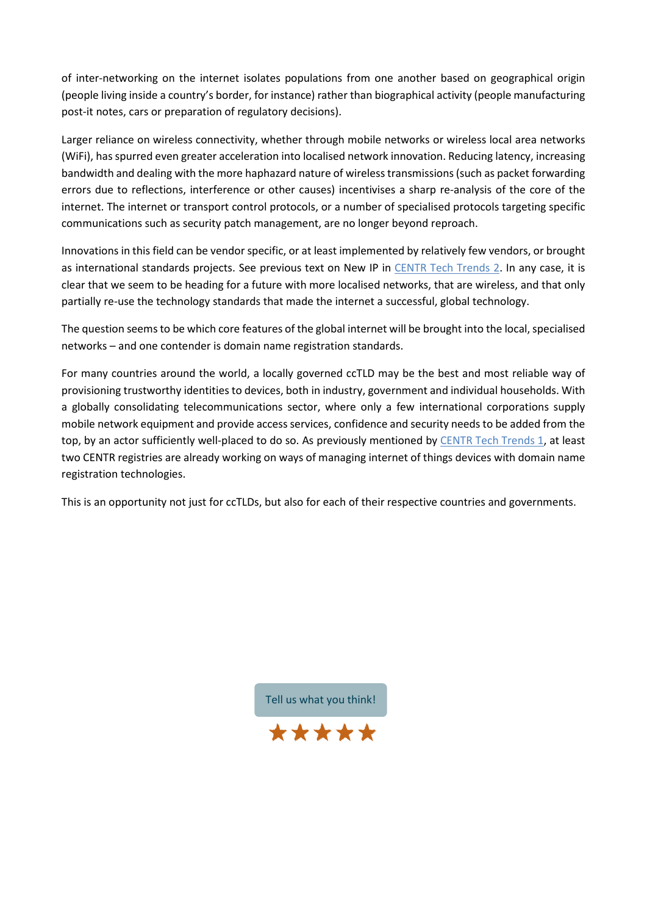of inter-networking on the internet isolates populations from one another based on geographical origin (people living inside a country's border, for instance) rather than biographical activity (people manufacturing post-it notes, cars or preparation of regulatory decisions).

Larger reliance on wireless connectivity, whether through mobile networks or wireless local area networks (WiFi), has spurred even greater acceleration into localised network innovation. Reducing latency, increasing bandwidth and dealing with the more haphazard nature of wireless transmissions (such as packet forwarding errors due to reflections, interference or other causes) incentivises a sharp re-analysis of the core of the internet. The internet or transport control protocols, or a number of specialised protocols targeting specific communications such as security patch management, are no longer beyond reproach.

Innovations in this field can be vendor specific, or at least implemented by relatively few vendors, or brought as international standards projects. See previous text on New IP in CENTR Tech Trends 2. In any case, it is clear that we seem to be heading for a future with more localised networks, that are wireless, and that only partially re-use the technology standards that made the internet a successful, global technology.

The question seems to be which core features of the global internet will be brought into the local, specialised networks – and one contender is domain name registration standards.

For many countries around the world, a locally governed ccTLD may be the best and most reliable way of provisioning trustworthy identities to devices, both in industry, government and individual households. With a globally consolidating telecommunications sector, where only a few international corporations supply mobile network equipment and provide access services, confidence and security needs to be added from the top, by an actor sufficiently well-placed to do so. As previously mentioned by CENTR Tech Trends 1, at least two CENTR registries are already working on ways of managing internet of things devices with domain name registration technologies.

This is an opportunity not just for ccTLDs, but also for each of their respective countries and governments.

Tell us what you think!

★★★★★